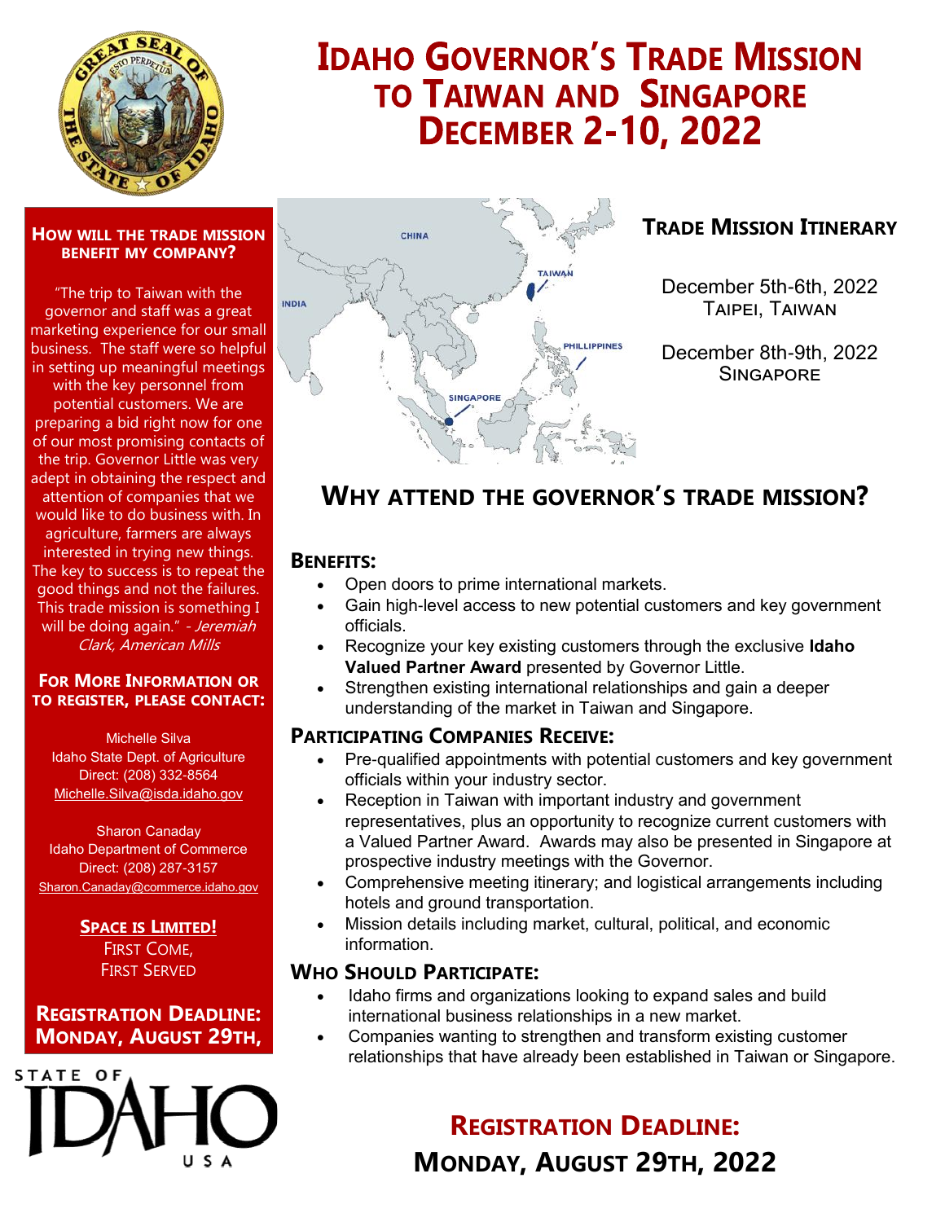# Idaho Governor's Trade Mission to Taiwan and Singapore December 2-10, 2022

### How will the trade mission benefit my company?

"The trip to Taiwan with the governor and staff was a great marketing experience for our small business. The staff were so helpful in setting up meaningful meetings with the key personnel from potential customers. We are preparing a bid right now for one of our most promising contacts of the trip. Governor Little was very adept in obtaining the respect and attention of companies that we would like to do business with. In agriculture, farmers are always interested in trying new things. The key to success is to repeat the good things and not the failures. This trade mission is something I will be doing again." *- Jeremiah Clark, American Mills*

### For More Information or to Register, Please Contact:

Michelle Silva
Idaho State Dept. of Agriculture
Direct: (208) 332-8564
Michelle.Silva@isda.idaho.gov

Sharon Canaday
Idaho Department of Commerce
Direct: (208) 287-3157
Sharon.Canaday@commerce.idaho.gov

**Space is Limited!**
First Come,
First Served

**Registration Deadline: Monday, August 29th,**

## Trade Mission Itinerary

December 5th-6th, 2022
Taipei, Taiwan

December 8th-9th, 2022
Singapore

## Why attend the Governor's trade mission?

### Benefits:

- Open doors to prime international markets.
- Gain high-level access to new potential customers and key government officials.
- Recognize your key existing customers through the exclusive **Idaho Valued Partner Award** presented by Governor Little.
- Strengthen existing international relationships and gain a deeper understanding of the market in Taiwan and Singapore.

### Participating Companies Receive:

- Pre-qualified appointments with potential customers and key government officials within your industry sector.
- Reception in Taiwan with important industry and government representatives, plus an opportunity to recognize current customers with a Valued Partner Award. Awards may also be presented in Singapore at prospective industry meetings with the Governor.
- Comprehensive meeting itinerary; and logistical arrangements including hotels and ground transportation.
- Mission details including market, cultural, political, and economic information.

### Who Should Participate:

- Idaho firms and organizations looking to expand sales and build international business relationships in a new market.
- Companies wanting to strengthen and transform existing customer relationships that have already been established in Taiwan or Singapore.

## Registration Deadline: Monday, August 29th, 2022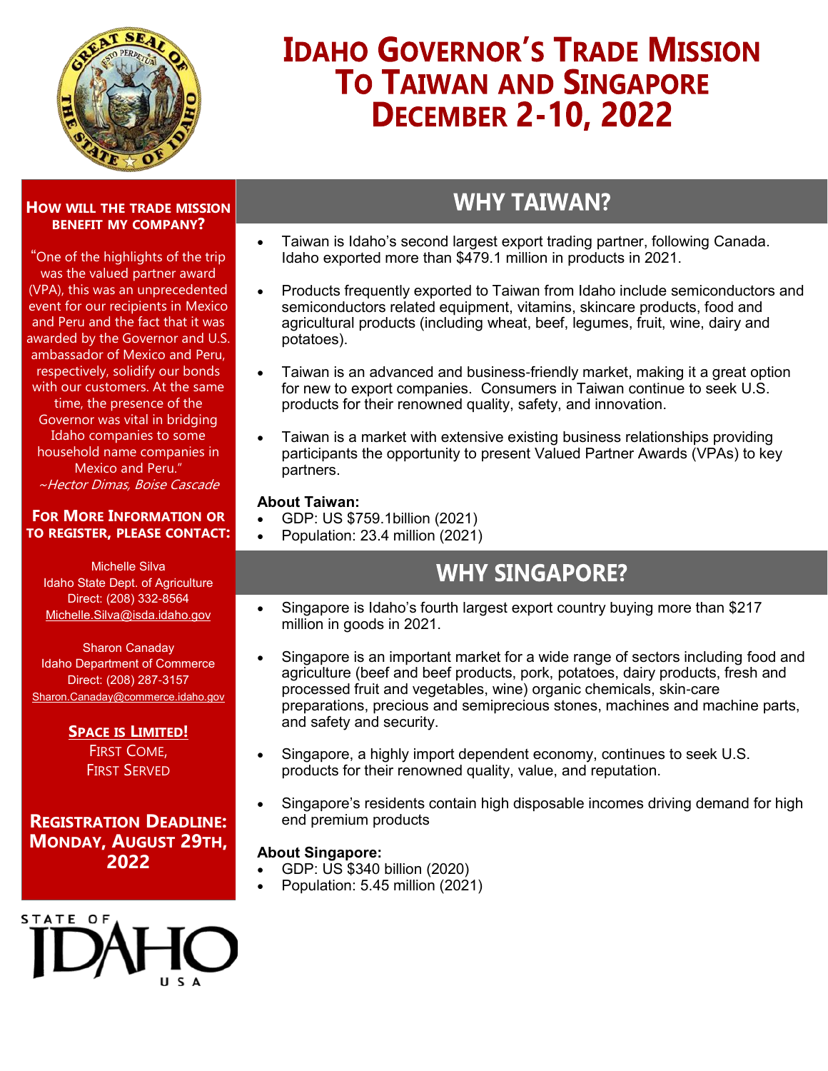# Idaho Governor's Trade Mission To Taiwan and Singapore December 2-10, 2022

### How will the trade mission benefit my company?

"One of the highlights of the trip was the valued partner award (VPA), this was an unprecedented event for our recipients in Mexico and Peru and the fact that it was awarded by the Governor and U.S. ambassador of Mexico and Peru, respectively, solidify our bonds with our customers. At the same time, the presence of the Governor was vital in bridging Idaho companies to some household name companies in Mexico and Peru."

*~Hector Dimas, Boise Cascade*

### For more information or to register, please contact:

Michelle Silva
Idaho State Dept. of Agriculture
Direct: (208) 332-8564
Michelle.Silva@isda.idaho.gov

Sharon Canaday
Idaho Department of Commerce
Direct: (208) 287-3157
Sharon.Canaday@commerce.idaho.gov

**Space is Limited!**
First Come,
First Served

**Registration Deadline: Monday, August 29th, 2022**

## WHY TAIWAN?

- Taiwan is Idaho's second largest export trading partner, following Canada. Idaho exported more than $479.1 million in products in 2021.
- Products frequently exported to Taiwan from Idaho include semiconductors and semiconductors related equipment, vitamins, skincare products, food and agricultural products (including wheat, beef, legumes, fruit, wine, dairy and potatoes).
- Taiwan is an advanced and business-friendly market, making it a great option for new to export companies. Consumers in Taiwan continue to seek U.S. products for their renowned quality, safety, and innovation.
- Taiwan is a market with extensive existing business relationships providing participants the opportunity to present Valued Partner Awards (VPAs) to key partners.

**About Taiwan:**

- GDP: US $759.1billion (2021)
- Population: 23.4 million (2021)

## WHY SINGAPORE?

- Singapore is Idaho's fourth largest export country buying more than $217 million in goods in 2021.
- Singapore is an important market for a wide range of sectors including food and agriculture (beef and beef products, pork, potatoes, dairy products, fresh and processed fruit and vegetables, wine) organic chemicals, skin-care preparations, precious and semiprecious stones, machines and machine parts, and safety and security.
- Singapore, a highly import dependent economy, continues to seek U.S. products for their renowned quality, value, and reputation.
- Singapore's residents contain high disposable incomes driving demand for high end premium products

**About Singapore:**

- GDP: US $340 billion (2020)
- Population: 5.45 million (2021)

STATE OF IDAHO USA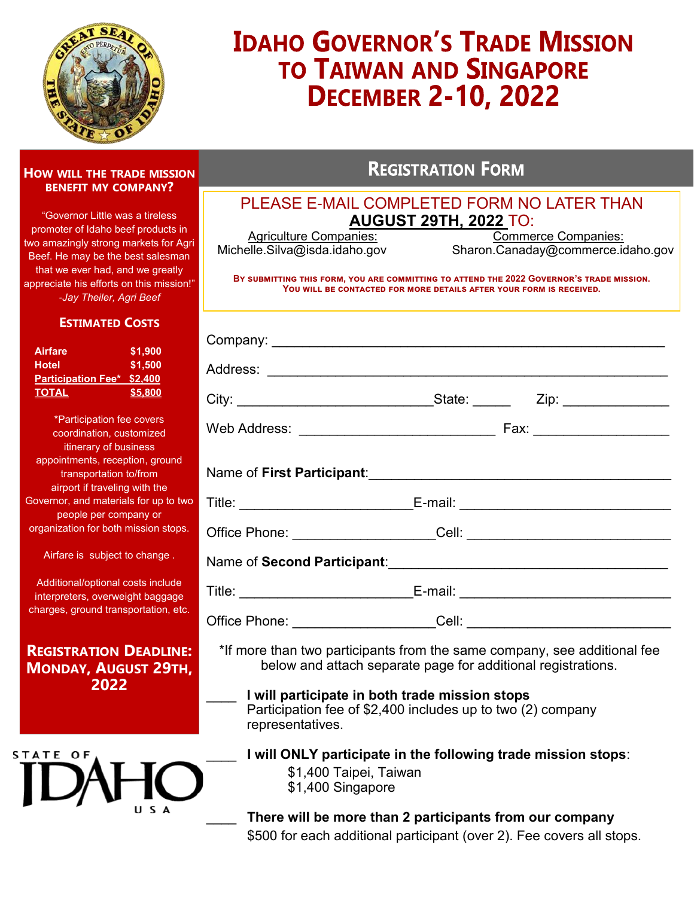# Idaho Governor's Trade Mission to Taiwan and Singapore December 2-10, 2022

## How will the trade mission benefit my company?

"Governor Little was a tireless promoter of Idaho beef products in two amazingly strong markets for Agri Beef. He may be the best salesman that we ever had, and we greatly appreciate his efforts on this mission!" *-Jay Theiler, Agri Beef*

### Estimated Costs

| | |
|---|---|
| **Airfare** | **$1,900** |
| **Hotel** | **$1,500** |
| **Participation Fee*** | **$2,400** |
| **TOTAL** | **$5,800** |

*Participation fee covers coordination, customized itinerary of business appointments, reception, ground transportation to/from airport if traveling with the Governor, and materials for up to two people per company or organization for both mission stops.

Airfare is subject to change .

Additional/optional costs include interpreters, overweight baggage charges, ground transportation, etc.

### Registration Deadline: Monday, August 29th, 2022

## Registration Form

PLEASE E-MAIL COMPLETED FORM NO LATER THAN **AUGUST 29TH, 2022** TO:

Agriculture Companies:
Michelle.Silva@isda.idaho.gov

Commerce Companies:
Sharon.Canaday@commerce.idaho.gov

**By submitting this form, you are committing to attend the 2022 Governor's trade mission. You will be contacted for more details after your form is received.**

Company: ______________________________________________

Address: ______________________________________________

City: __________________________ State: _____ Zip: ______________

Web Address: __________________________ Fax: __________________

Name of **First Participant**: ______________________________________

Title: ______________________ E-mail: ____________________________

Office Phone: __________________ Cell: ___________________________

Name of **Second Participant**: ____________________________________

Title: ______________________ E-mail: ____________________________

Office Phone: __________________ Cell: ___________________________

*If more than two participants from the same company, see additional fee below and attach separate page for additional registrations.

____ **I will participate in both trade mission stops**
Participation fee of $2,400 includes up to two (2) company representatives.

____ **I will ONLY participate in the following trade mission stops**:
$1,400 Taipei, Taiwan
$1,400 Singapore

____ **There will be more than 2 participants from our company**
$500 for each additional participant (over 2). Fee covers all stops.